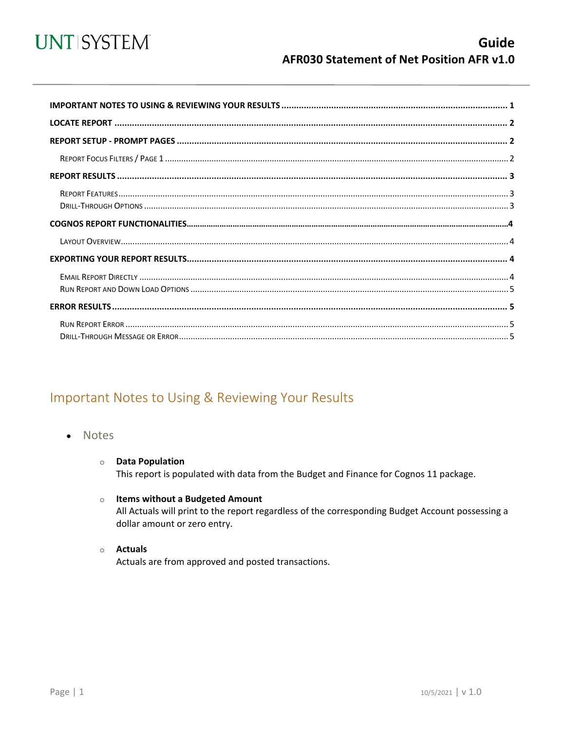UNT | SYSTEM

# Guide
## AFR030 Statement of Net Position AFR v1.0

**IMPORTANT NOTES TO USING & REVIEWING YOUR RESULTS** ........ 1

**LOCATE REPORT** ........ 2

**REPORT SETUP - PROMPT PAGES** ........ 2

- Report Focus Filters / Page 1 ........ 2

**REPORT RESULTS** ........ 3

- Report Features ........ 3
- Drill-Through Options ........ 3

**COGNOS REPORT FUNCTIONALITIES** ........ 4

- Layout Overview ........ 4

**EXPORTING YOUR REPORT RESULTS** ........ 4

- Email Report Directly ........ 4
- Run Report and Down Load Options ........ 5

**ERROR RESULTS** ........ 5

- Run Report Error ........ 5
- Drill-Through Message or Error ........ 5

## Important Notes to Using & Reviewing Your Results

- Notes
  - **Data Population**
    This report is populated with data from the Budget and Finance for Cognos 11 package.
  - **Items without a Budgeted Amount**
    All Actuals will print to the report regardless of the corresponding Budget Account possessing a dollar amount or zero entry.
  - **Actuals**
    Actuals are from approved and posted transactions.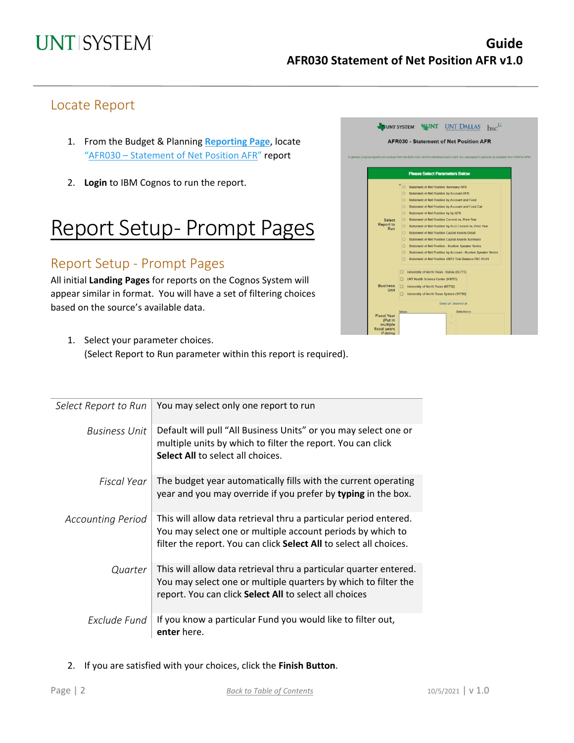## Locate Report

1. From the Budget & Planning **Reporting Page**, locate "AFR030 – Statement of Net Position AFR" report

2. **Login** to IBM Cognos to run the report.

# Report Setup- Prompt Pages

## Report Setup - Prompt Pages

All initial **Landing Pages** for reports on the Cognos System will appear similar in format. You will have a set of filtering choices based on the source's available data.

1. Select your parameter choices.
   (Select Report to Run parameter within this report is required).

| | |
|---|---|
| *Select Report to Run* | You may select only one report to run |
| *Business Unit* | Default will pull "All Business Units" or you may select one or multiple units by which to filter the report. You can click **Select All** to select all choices. |
| *Fiscal Year* | The budget year automatically fills with the current operating year and you may override if you prefer by **typing** in the box. |
| *Accounting Period* | This will allow data retrieval thru a particular period entered. You may select one or multiple account periods by which to filter the report. You can click **Select All** to select all choices. |
| *Quarter* | This will allow data retrieval thru a particular quarter entered. You may select one or multiple quarters by which to filter the report. You can click **Select All** to select all choices |
| *Exclude Fund* | If you know a particular Fund you would like to filter out, **enter** here. |

2. If you are satisfied with your choices, click the **Finish Button**.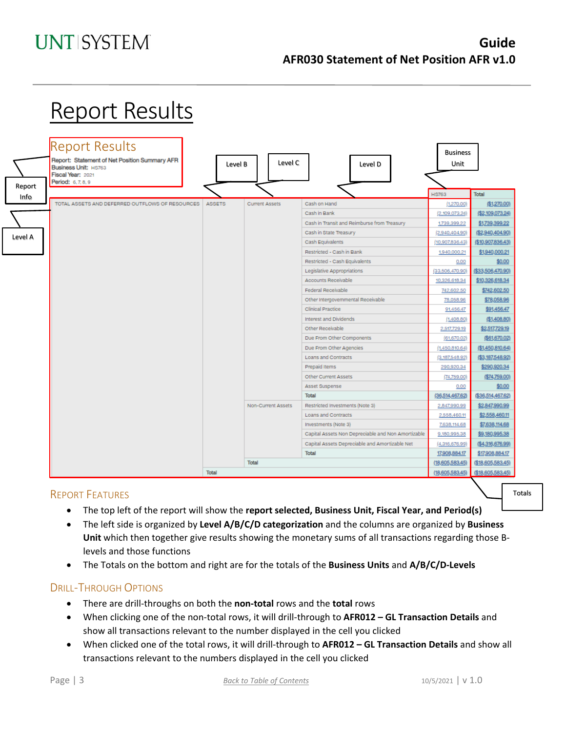# Report Results

## Report Results

Report: Statement of Net Position Summary AFR
Business Unit: HS763
Fiscal Year: 2021
Period: 6, 7, 8, 9

| Level A | Level B | Level C | Level D | HS763 | Total |
|---|---|---|---|---|---|
| TOTAL ASSETS AND DEFERRED OUTFLOWS OF RESOURCES | ASSETS | Current Assets | Cash on Hand | (1,270.00) | ($1,270.00) |
| | | | Cash in Bank | (2,109,073.24) | ($2,109,073.24) |
| | | | Cash in Transit and Reimburse from Treasury | 1,739,399.22 | $1,739,399.22 |
| | | | Cash in State Treasury | (2,940,404.90) | ($2,940,404.90) |
| | | | Cash Equivalents | (10,907,836.43) | ($10,907,836.43) |
| | | | Restricted - Cash in Bank | 1,940,000.21 | $1,940,000.21 |
| | | | Restricted - Cash Equivalents | 0.00 | $0.00 |
| | | | Legislative Appropriations | (33,506,470.90) | ($33,506,470.90) |
| | | | Accounts Receivable | 10,326,618.34 | $10,326,618.34 |
| | | | Federal Receivable | 742,602.50 | $742,602.50 |
| | | | Other Intergovernmental Receivable | 78,058.96 | $78,058.96 |
| | | | Clinical Practice | 91,456.47 | $91,456.47 |
| | | | Interest and Dividends | (1,408.80) | ($1,408.80) |
| | | | Other Receivable | 2,517,729.19 | $2,517,729.19 |
| | | | Due From Other Components | (61,670.02) | ($61,670.02) |
| | | | Due From Other Agencies | (1,450,810.64) | ($1,450,810.64) |
| | | | Loans and Contracts | (3,187,548.92) | ($3,187,548.92) |
| | | | Prepaid Items | 290,920.34 | $290,920.34 |
| | | | Other Current Assets | (74,759.00) | ($74,759.00) |
| | | | Asset Suspense | 0.00 | $0.00 |
| | | | Total | (36,514,467.62) | ($36,514,467.62) |
| | | Non-Current Assets | Restricted Investments (Note 3) | 2,847,990.99 | $2,847,990.99 |
| | | | Loans and Contracts | 2,558,460.11 | $2,558,460.11 |
| | | | Investments (Note 3) | 7,638,114.68 | $7,638,114.68 |
| | | | Capital Assets Non Depreciable and Non Amortizable | 9,180,995.38 | $9,180,995.38 |
| | | | Capital Assets Depreciable and Amortizable Net | (4,316,676.99) | ($4,316,676.99) |
| | | | Total | 17,908,884.17 | $17,908,884.17 |
| | | Total | | (18,605,583.45) | ($18,605,583.45) |
| | Total | | | (18,605,583.45) | ($18,605,583.45) |

### Report Features

- The top left of the report will show the **report selected, Business Unit, Fiscal Year, and Period(s)**
- The left side is organized by **Level A/B/C/D categorization** and the columns are organized by **Business Unit** which then together give results showing the monetary sums of all transactions regarding those B-levels and those functions
- The Totals on the bottom and right are for the totals of the **Business Units** and **A/B/C/D-Levels**

### Drill-Through Options

- There are drill-throughs on both the **non-total** rows and the **total** rows
- When clicking one of the non-total rows, it will drill-through to **AFR012 – GL Transaction Details** and show all transactions relevant to the number displayed in the cell you clicked
- When clicked one of the total rows, it will drill-through to **AFR012 – GL Transaction Details** and show all transactions relevant to the numbers displayed in the cell you clicked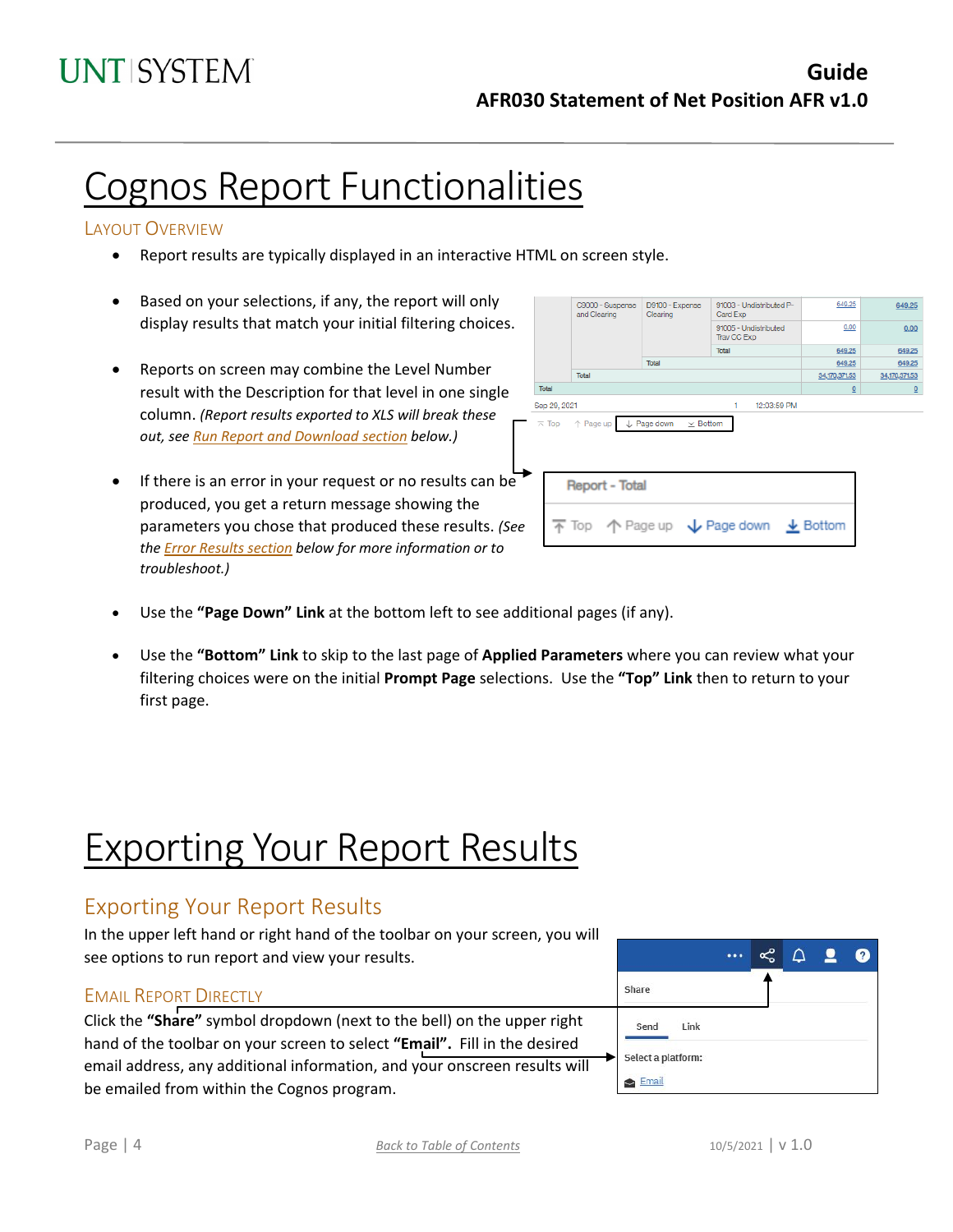# Cognos Report Functionalities

## Layout Overview

- Report results are typically displayed in an interactive HTML on screen style.

- Based on your selections, if any, the report will only display results that match your initial filtering choices.

- Reports on screen may combine the Level Number result with the Description for that level in one single column. *(Report results exported to XLS will break these out, see [Run Report and Download section]() below.)*

- If there is an error in your request or no results can be produced, you get a return message showing the parameters you chose that produced these results. *(See the [Error Results section]() below for more information or to troubleshoot.)*

- Use the **"Page Down" Link** at the bottom left to see additional pages (if any).

- Use the **"Bottom" Link** to skip to the last page of **Applied Parameters** where you can review what your filtering choices were on the initial **Prompt Page** selections. Use the **"Top" Link** then to return to your first page.

# Exporting Your Report Results

## Exporting Your Report Results

In the upper left hand or right hand of the toolbar on your screen, you will see options to run report and view your results.

### Email Report Directly

Click the **"Share"** symbol dropdown (next to the bell) on the upper right hand of the toolbar on your screen to select **"Email"**. Fill in the desired email address, any additional information, and your onscreen results will be emailed from within the Cognos program.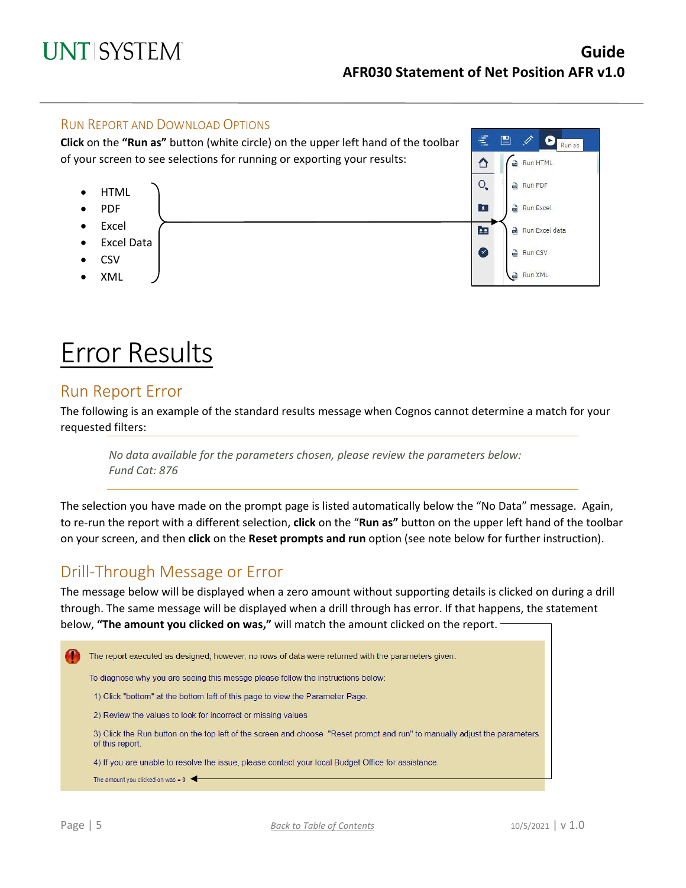### Run Report and Download Options

**Click** on the **"Run as"** button (white circle) on the upper left hand of the toolbar of your screen to see selections for running or exporting your results:

- HTML
- PDF
- Excel
- Excel Data
- CSV
- XML

Run as
Run HTML
Run PDF
Run Excel
Run Excel data
Run CSV
Run XML

# Error Results

## Run Report Error

The following is an example of the standard results message when Cognos cannot determine a match for your requested filters:

> *No data available for the parameters chosen, please review the parameters below:*
> *Fund Cat: 876*

The selection you have made on the prompt page is listed automatically below the "No Data" message. Again, to re-run the report with a different selection, **click** on the "**Run as"** button on the upper left hand of the toolbar on your screen, and then **click** on the **Reset prompts and run** option (see note below for further instruction).

## Drill-Through Message or Error

The message below will be displayed when a zero amount without supporting details is clicked on during a drill through. The same message will be displayed when a drill through has error. If that happens, the statement below, **"The amount you clicked on was,"** will match the amount clicked on the report.

The report executed as designed; however, no rows of data were returned with the parameters given.

To diagnose why you are seeing this messge please follow the instructions below:

1) Click "bottom" at the bottom left of this page to view the Parameter Page.

2) Review the values to look for incorrect or missing values

3) Click the Run button on the top left of the screen and choose "Reset prompt and run" to manually adjust the parameters of this report.

4) If you are unable to resolve the issue, please contact your local Budget Office for assistance.

The amount you clicked on was = 0